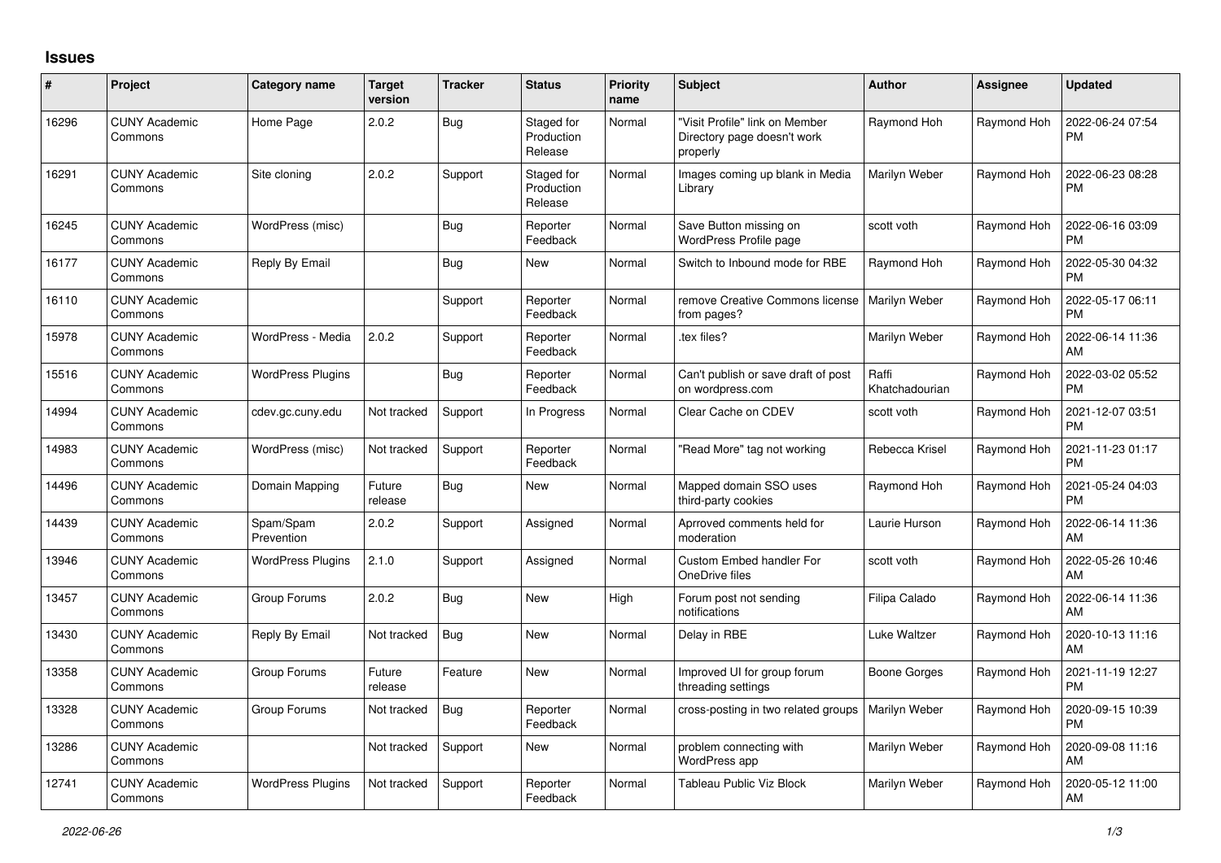# Issues

| # | Project | Category name | Target version | Tracker | Status | Priority name | Subject | Author | Assignee | Updated |
|---|---|---|---|---|---|---|---|---|---|---|
| 16296 | CUNY Academic Commons | Home Page | 2.0.2 | Bug | Staged for Production Release | Normal | "Visit Profile" link on Member Directory page doesn't work properly | Raymond Hoh | Raymond Hoh | 2022-06-24 07:54 PM |
| 16291 | CUNY Academic Commons | Site cloning | 2.0.2 | Support | Staged for Production Release | Normal | Images coming up blank in Media Library | Marilyn Weber | Raymond Hoh | 2022-06-23 08:28 PM |
| 16245 | CUNY Academic Commons | WordPress (misc) | | Bug | Reporter Feedback | Normal | Save Button missing on WordPress Profile page | scott voth | Raymond Hoh | 2022-06-16 03:09 PM |
| 16177 | CUNY Academic Commons | Reply By Email | | Bug | New | Normal | Switch to Inbound mode for RBE | Raymond Hoh | Raymond Hoh | 2022-05-30 04:32 PM |
| 16110 | CUNY Academic Commons | | | Support | Reporter Feedback | Normal | remove Creative Commons license from pages? | Marilyn Weber | Raymond Hoh | 2022-05-17 06:11 PM |
| 15978 | CUNY Academic Commons | WordPress - Media | 2.0.2 | Support | Reporter Feedback | Normal | .tex files? | Marilyn Weber | Raymond Hoh | 2022-06-14 11:36 AM |
| 15516 | CUNY Academic Commons | WordPress Plugins | | Bug | Reporter Feedback | Normal | Can't publish or save draft of post on wordpress.com | Raffi Khatchadourian | Raymond Hoh | 2022-03-02 05:52 PM |
| 14994 | CUNY Academic Commons | cdev.gc.cuny.edu | Not tracked | Support | In Progress | Normal | Clear Cache on CDEV | scott voth | Raymond Hoh | 2021-12-07 03:51 PM |
| 14983 | CUNY Academic Commons | WordPress (misc) | Not tracked | Support | Reporter Feedback | Normal | "Read More" tag not working | Rebecca Krisel | Raymond Hoh | 2021-11-23 01:17 PM |
| 14496 | CUNY Academic Commons | Domain Mapping | Future release | Bug | New | Normal | Mapped domain SSO uses third-party cookies | Raymond Hoh | Raymond Hoh | 2021-05-24 04:03 PM |
| 14439 | CUNY Academic Commons | Spam/Spam Prevention | 2.0.2 | Support | Assigned | Normal | Aprroved comments held for moderation | Laurie Hurson | Raymond Hoh | 2022-06-14 11:36 AM |
| 13946 | CUNY Academic Commons | WordPress Plugins | 2.1.0 | Support | Assigned | Normal | Custom Embed handler For OneDrive files | scott voth | Raymond Hoh | 2022-05-26 10:46 AM |
| 13457 | CUNY Academic Commons | Group Forums | 2.0.2 | Bug | New | High | Forum post not sending notifications | Filipa Calado | Raymond Hoh | 2022-06-14 11:36 AM |
| 13430 | CUNY Academic Commons | Reply By Email | Not tracked | Bug | New | Normal | Delay in RBE | Luke Waltzer | Raymond Hoh | 2020-10-13 11:16 AM |
| 13358 | CUNY Academic Commons | Group Forums | Future release | Feature | New | Normal | Improved UI for group forum threading settings | Boone Gorges | Raymond Hoh | 2021-11-19 12:27 PM |
| 13328 | CUNY Academic Commons | Group Forums | Not tracked | Bug | Reporter Feedback | Normal | cross-posting in two related groups | Marilyn Weber | Raymond Hoh | 2020-09-15 10:39 PM |
| 13286 | CUNY Academic Commons | | Not tracked | Support | New | Normal | problem connecting with WordPress app | Marilyn Weber | Raymond Hoh | 2020-09-08 11:16 AM |
| 12741 | CUNY Academic Commons | WordPress Plugins | Not tracked | Support | Reporter Feedback | Normal | Tableau Public Viz Block | Marilyn Weber | Raymond Hoh | 2020-05-12 11:00 AM |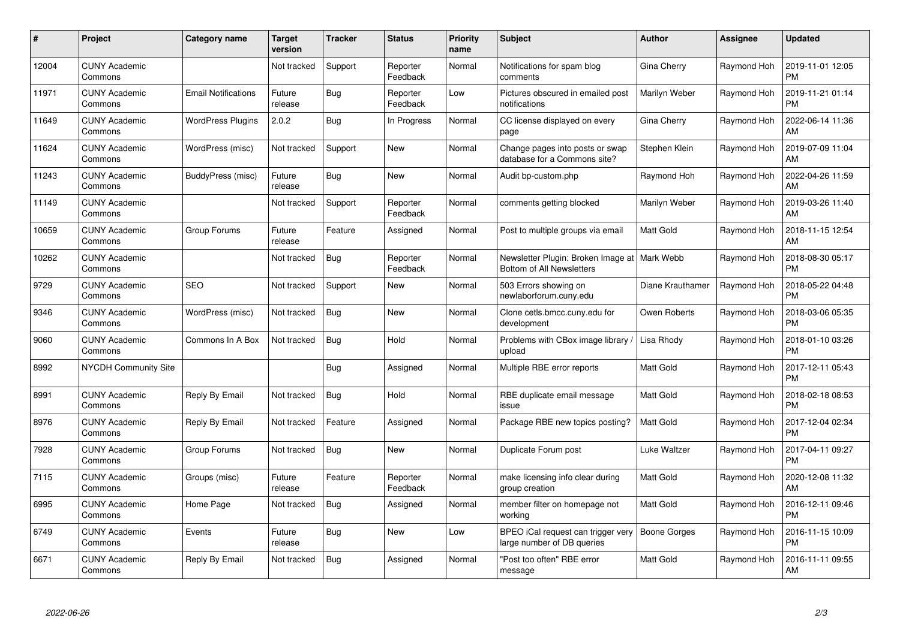| # | Project | Category name | Target version | Tracker | Status | Priority name | Subject | Author | Assignee | Updated |
|---|---|---|---|---|---|---|---|---|---|---|
| 12004 | CUNY Academic Commons | | Not tracked | Support | Reporter Feedback | Normal | Notifications for spam blog comments | Gina Cherry | Raymond Hoh | 2019-11-01 12:05 PM |
| 11971 | CUNY Academic Commons | Email Notifications | Future release | Bug | Reporter Feedback | Low | Pictures obscured in emailed post notifications | Marilyn Weber | Raymond Hoh | 2019-11-21 01:14 PM |
| 11649 | CUNY Academic Commons | WordPress Plugins | 2.0.2 | Bug | In Progress | Normal | CC license displayed on every page | Gina Cherry | Raymond Hoh | 2022-06-14 11:36 AM |
| 11624 | CUNY Academic Commons | WordPress (misc) | Not tracked | Support | New | Normal | Change pages into posts or swap database for a Commons site? | Stephen Klein | Raymond Hoh | 2019-07-09 11:04 AM |
| 11243 | CUNY Academic Commons | BuddyPress (misc) | Future release | Bug | New | Normal | Audit bp-custom.php | Raymond Hoh | Raymond Hoh | 2022-04-26 11:59 AM |
| 11149 | CUNY Academic Commons | | Not tracked | Support | Reporter Feedback | Normal | comments getting blocked | Marilyn Weber | Raymond Hoh | 2019-03-26 11:40 AM |
| 10659 | CUNY Academic Commons | Group Forums | Future release | Feature | Assigned | Normal | Post to multiple groups via email | Matt Gold | Raymond Hoh | 2018-11-15 12:54 AM |
| 10262 | CUNY Academic Commons | | Not tracked | Bug | Reporter Feedback | Normal | Newsletter Plugin: Broken Image at Bottom of All Newsletters | Mark Webb | Raymond Hoh | 2018-08-30 05:17 PM |
| 9729 | CUNY Academic Commons | SEO | Not tracked | Support | New | Normal | 503 Errors showing on newlaborforum.cuny.edu | Diane Krauthamer | Raymond Hoh | 2018-05-22 04:48 PM |
| 9346 | CUNY Academic Commons | WordPress (misc) | Not tracked | Bug | New | Normal | Clone cetls.bmcc.cuny.edu for development | Owen Roberts | Raymond Hoh | 2018-03-06 05:35 PM |
| 9060 | CUNY Academic Commons | Commons In A Box | Not tracked | Bug | Hold | Normal | Problems with CBox image library / upload | Lisa Rhody | Raymond Hoh | 2018-01-10 03:26 PM |
| 8992 | NYCDH Community Site | | | Bug | Assigned | Normal | Multiple RBE error reports | Matt Gold | Raymond Hoh | 2017-12-11 05:43 PM |
| 8991 | CUNY Academic Commons | Reply By Email | Not tracked | Bug | Hold | Normal | RBE duplicate email message issue | Matt Gold | Raymond Hoh | 2018-02-18 08:53 PM |
| 8976 | CUNY Academic Commons | Reply By Email | Not tracked | Feature | Assigned | Normal | Package RBE new topics posting? | Matt Gold | Raymond Hoh | 2017-12-04 02:34 PM |
| 7928 | CUNY Academic Commons | Group Forums | Not tracked | Bug | New | Normal | Duplicate Forum post | Luke Waltzer | Raymond Hoh | 2017-04-11 09:27 PM |
| 7115 | CUNY Academic Commons | Groups (misc) | Future release | Feature | Reporter Feedback | Normal | make licensing info clear during group creation | Matt Gold | Raymond Hoh | 2020-12-08 11:32 AM |
| 6995 | CUNY Academic Commons | Home Page | Not tracked | Bug | Assigned | Normal | member filter on homepage not working | Matt Gold | Raymond Hoh | 2016-12-11 09:46 PM |
| 6749 | CUNY Academic Commons | Events | Future release | Bug | New | Low | BPEO iCal request can trigger very large number of DB queries | Boone Gorges | Raymond Hoh | 2016-11-15 10:09 PM |
| 6671 | CUNY Academic Commons | Reply By Email | Not tracked | Bug | Assigned | Normal | "Post too often" RBE error message | Matt Gold | Raymond Hoh | 2016-11-11 09:55 AM |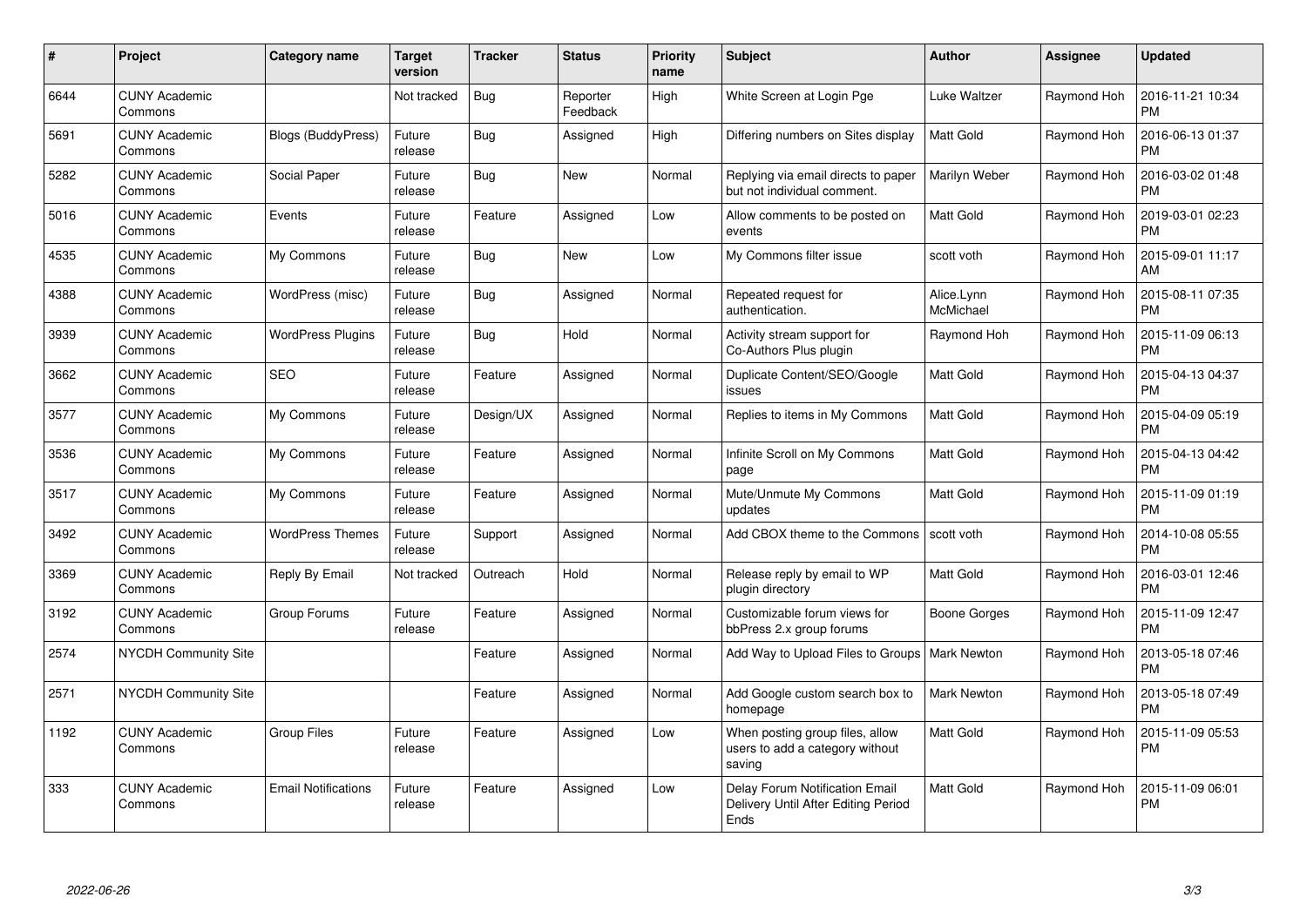| # | Project | Category name | Target version | Tracker | Status | Priority name | Subject | Author | Assignee | Updated |
|---|---|---|---|---|---|---|---|---|---|---|
| 6644 | CUNY Academic Commons | | Not tracked | Bug | Reporter Feedback | High | White Screen at Login Pge | Luke Waltzer | Raymond Hoh | 2016-11-21 10:34 PM |
| 5691 | CUNY Academic Commons | Blogs (BuddyPress) | Future release | Bug | Assigned | High | Differing numbers on Sites display | Matt Gold | Raymond Hoh | 2016-06-13 01:37 PM |
| 5282 | CUNY Academic Commons | Social Paper | Future release | Bug | New | Normal | Replying via email directs to paper but not individual comment. | Marilyn Weber | Raymond Hoh | 2016-03-02 01:48 PM |
| 5016 | CUNY Academic Commons | Events | Future release | Feature | Assigned | Low | Allow comments to be posted on events | Matt Gold | Raymond Hoh | 2019-03-01 02:23 PM |
| 4535 | CUNY Academic Commons | My Commons | Future release | Bug | New | Low | My Commons filter issue | scott voth | Raymond Hoh | 2015-09-01 11:17 AM |
| 4388 | CUNY Academic Commons | WordPress (misc) | Future release | Bug | Assigned | Normal | Repeated request for authentication. | Alice.Lynn McMichael | Raymond Hoh | 2015-08-11 07:35 PM |
| 3939 | CUNY Academic Commons | WordPress Plugins | Future release | Bug | Hold | Normal | Activity stream support for Co-Authors Plus plugin | Raymond Hoh | Raymond Hoh | 2015-11-09 06:13 PM |
| 3662 | CUNY Academic Commons | SEO | Future release | Feature | Assigned | Normal | Duplicate Content/SEO/Google issues | Matt Gold | Raymond Hoh | 2015-04-13 04:37 PM |
| 3577 | CUNY Academic Commons | My Commons | Future release | Design/UX | Assigned | Normal | Replies to items in My Commons | Matt Gold | Raymond Hoh | 2015-04-09 05:19 PM |
| 3536 | CUNY Academic Commons | My Commons | Future release | Feature | Assigned | Normal | Infinite Scroll on My Commons page | Matt Gold | Raymond Hoh | 2015-04-13 04:42 PM |
| 3517 | CUNY Academic Commons | My Commons | Future release | Feature | Assigned | Normal | Mute/Unmute My Commons updates | Matt Gold | Raymond Hoh | 2015-11-09 01:19 PM |
| 3492 | CUNY Academic Commons | WordPress Themes | Future release | Support | Assigned | Normal | Add CBOX theme to the Commons | scott voth | Raymond Hoh | 2014-10-08 05:55 PM |
| 3369 | CUNY Academic Commons | Reply By Email | Not tracked | Outreach | Hold | Normal | Release reply by email to WP plugin directory | Matt Gold | Raymond Hoh | 2016-03-01 12:46 PM |
| 3192 | CUNY Academic Commons | Group Forums | Future release | Feature | Assigned | Normal | Customizable forum views for bbPress 2.x group forums | Boone Gorges | Raymond Hoh | 2015-11-09 12:47 PM |
| 2574 | NYCDH Community Site | | | Feature | Assigned | Normal | Add Way to Upload Files to Groups | Mark Newton | Raymond Hoh | 2013-05-18 07:46 PM |
| 2571 | NYCDH Community Site | | | Feature | Assigned | Normal | Add Google custom search box to homepage | Mark Newton | Raymond Hoh | 2013-05-18 07:49 PM |
| 1192 | CUNY Academic Commons | Group Files | Future release | Feature | Assigned | Low | When posting group files, allow users to add a category without saving | Matt Gold | Raymond Hoh | 2015-11-09 05:53 PM |
| 333 | CUNY Academic Commons | Email Notifications | Future release | Feature | Assigned | Low | Delay Forum Notification Email Delivery Until After Editing Period Ends | Matt Gold | Raymond Hoh | 2015-11-09 06:01 PM |